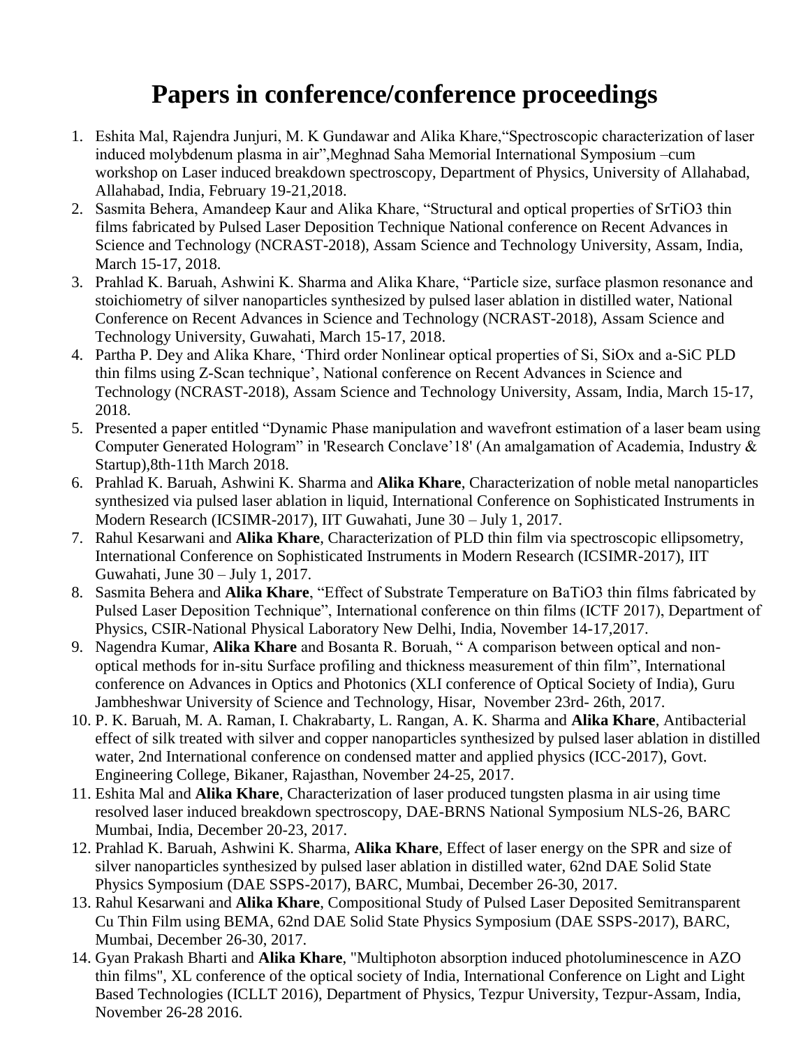# Papers in conference/conference proceedings

1. Eshita Mal, Rajendra Junjuri, M. K Gundawar and Alika Khare,"Spectroscopic characterization of laser induced molybdenum plasma in air",Meghnad Saha Memorial International Symposium –cum workshop on Laser induced breakdown spectroscopy, Department of Physics, University of Allahabad, Allahabad, India, February 19-21,2018.
2. Sasmita Behera, Amandeep Kaur and Alika Khare, "Structural and optical properties of $SrTiO_3$ thin films fabricated by Pulsed Laser Deposition Technique National conference on Recent Advances in Science and Technology (NCRAST-2018), Assam Science and Technology University, Assam, India, March 15-17, 2018.
3. Prahlad K. Baruah, Ashwini K. Sharma and Alika Khare, "Particle size, surface plasmon resonance and stoichiometry of silver nanoparticles synthesized by pulsed laser ablation in distilled water, National Conference on Recent Advances in Science and Technology (NCRAST-2018), Assam Science and Technology University, Guwahati, March 15-17, 2018.
4. Partha P. Dey and Alika Khare, 'Third order Nonlinear optical properties of Si, SiOx and a-SiC PLD thin films using Z-Scan technique', National conference on Recent Advances in Science and Technology (NCRAST-2018), Assam Science and Technology University, Assam, India, March 15-17, 2018.
5. Presented a paper entitled "Dynamic Phase manipulation and wavefront estimation of a laser beam using Computer Generated Hologram" in 'Research Conclave'18' (An amalgamation of Academia, Industry & Startup),8th-11th March 2018.
6. Prahlad K. Baruah, Ashwini K. Sharma and **Alika Khare**, Characterization of noble metal nanoparticles synthesized via pulsed laser ablation in liquid, International Conference on Sophisticated Instruments in Modern Research (ICSIMR-2017), IIT Guwahati, June 30 – July 1, 2017.
7. Rahul Kesarwani and **Alika Khare**, Characterization of PLD thin film via spectroscopic ellipsometry, International Conference on Sophisticated Instruments in Modern Research (ICSIMR-2017), IIT Guwahati, June 30 – July 1, 2017.
8. Sasmita Behera and **Alika Khare**, "Effect of Substrate Temperature on $BaTiO_3$ thin films fabricated by Pulsed Laser Deposition Technique", International conference on thin films (ICTF 2017), Department of Physics, CSIR-National Physical Laboratory New Delhi, India, November 14-17,2017.
9. Nagendra Kumar, **Alika Khare** and Bosanta R. Boruah, " A comparison between optical and non-optical methods for in-situ Surface profiling and thickness measurement of thin film", International conference on Advances in Optics and Photonics (XLI conference of Optical Society of India), Guru Jambheshwar University of Science and Technology, Hisar, November 23rd- 26th, 2017.
10. P. K. Baruah, M. A. Raman, I. Chakrabarty, L. Rangan, A. K. Sharma and **Alika Khare**, Antibacterial effect of silk treated with silver and copper nanoparticles synthesized by pulsed laser ablation in distilled water, 2nd International conference on condensed matter and applied physics (ICC-2017), Govt. Engineering College, Bikaner, Rajasthan, November 24-25, 2017.
11. Eshita Mal and **Alika Khare**, Characterization of laser produced tungsten plasma in air using time resolved laser induced breakdown spectroscopy, DAE-BRNS National Symposium NLS-26, BARC Mumbai, India, December 20-23, 2017.
12. Prahlad K. Baruah, Ashwini K. Sharma, **Alika Khare**, Effect of laser energy on the SPR and size of silver nanoparticles synthesized by pulsed laser ablation in distilled water, 62nd DAE Solid State Physics Symposium (DAE SSPS-2017), BARC, Mumbai, December 26-30, 2017.
13. Rahul Kesarwani and **Alika Khare**, Compositional Study of Pulsed Laser Deposited Semitransparent Cu Thin Film using BEMA, 62nd DAE Solid State Physics Symposium (DAE SSPS-2017), BARC, Mumbai, December 26-30, 2017.
14. Gyan Prakash Bharti and **Alika Khare**, "Multiphoton absorption induced photoluminescence in AZO thin films", XL conference of the optical society of India, International Conference on Light and Light Based Technologies (ICLLT 2016), Department of Physics, Tezpur University, Tezpur-Assam, India, November 26-28 2016.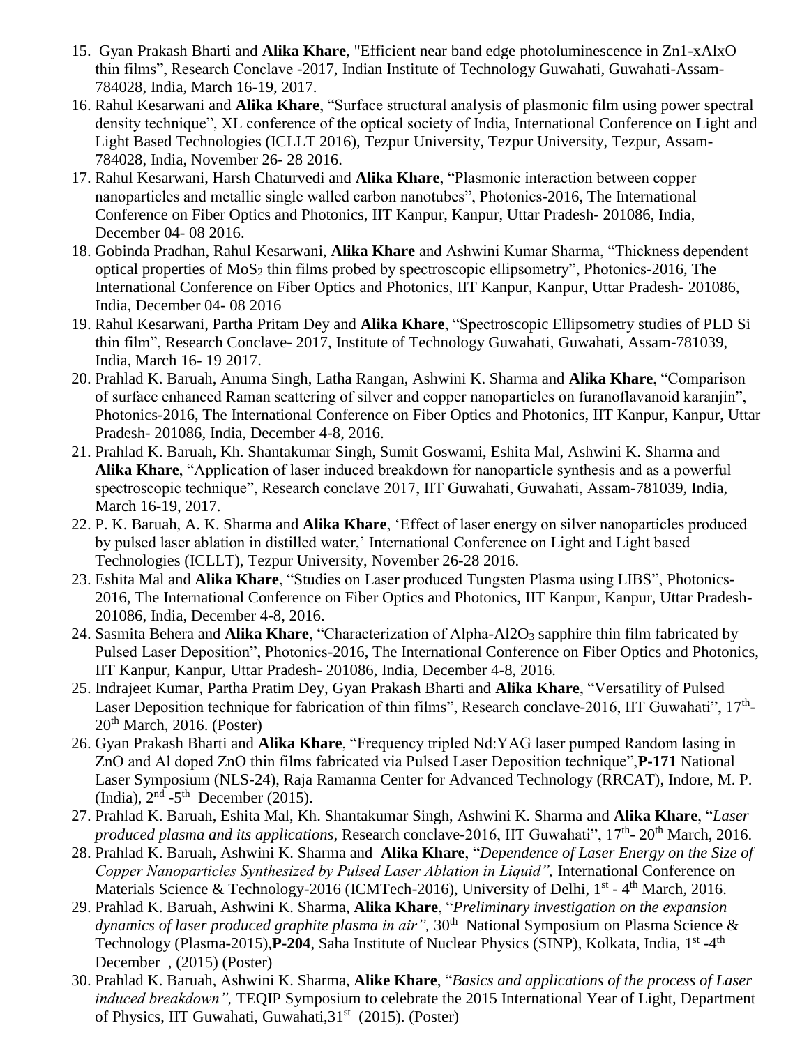15. Gyan Prakash Bharti and **Alika Khare**, "Efficient near band edge photoluminescence in Zn1-xAlxO thin films", Research Conclave -2017, Indian Institute of Technology Guwahati, Guwahati-Assam-784028, India, March 16-19, 2017.
16. Rahul Kesarwani and **Alika Khare**, "Surface structural analysis of plasmonic film using power spectral density technique", XL conference of the optical society of India, International Conference on Light and Light Based Technologies (ICLLT 2016), Tezpur University, Tezpur University, Tezpur, Assam-784028, India, November 26- 28 2016.
17. Rahul Kesarwani, Harsh Chaturvedi and **Alika Khare**, "Plasmonic interaction between copper nanoparticles and metallic single walled carbon nanotubes", Photonics-2016, The International Conference on Fiber Optics and Photonics, IIT Kanpur, Kanpur, Uttar Pradesh- 201086, India, December 04- 08 2016.
18. Gobinda Pradhan, Rahul Kesarwani, **Alika Khare** and Ashwini Kumar Sharma, "Thickness dependent optical properties of $MoS_2$ thin films probed by spectroscopic ellipsometry", Photonics-2016, The International Conference on Fiber Optics and Photonics, IIT Kanpur, Kanpur, Uttar Pradesh- 201086, India, December 04- 08 2016
19. Rahul Kesarwani, Partha Pritam Dey and **Alika Khare**, "Spectroscopic Ellipsometry studies of PLD Si thin film", Research Conclave- 2017, Institute of Technology Guwahati, Guwahati, Assam-781039, India, March 16- 19 2017.
20. Prahlad K. Baruah, Anuma Singh, Latha Rangan, Ashwini K. Sharma and **Alika Khare**, "Comparison of surface enhanced Raman scattering of silver and copper nanoparticles on furanoflavanoid karanjin", Photonics-2016, The International Conference on Fiber Optics and Photonics, IIT Kanpur, Kanpur, Uttar Pradesh- 201086, India, December 4-8, 2016.
21. Prahlad K. Baruah, Kh. Shantakumar Singh, Sumit Goswami, Eshita Mal, Ashwini K. Sharma and **Alika Khare**, "Application of laser induced breakdown for nanoparticle synthesis and as a powerful spectroscopic technique", Research conclave 2017, IIT Guwahati, Guwahati, Assam-781039, India, March 16-19, 2017.
22. P. K. Baruah, A. K. Sharma and **Alika Khare**, 'Effect of laser energy on silver nanoparticles produced by pulsed laser ablation in distilled water,' International Conference on Light and Light based Technologies (ICLLT), Tezpur University, November 26-28 2016.
23. Eshita Mal and **Alika Khare**, "Studies on Laser produced Tungsten Plasma using LIBS", Photonics-2016, The International Conference on Fiber Optics and Photonics, IIT Kanpur, Kanpur, Uttar Pradesh-201086, India, December 4-8, 2016.
24. Sasmita Behera and **Alika Khare**, "Characterization of Alpha-$Al2O_3$ sapphire thin film fabricated by Pulsed Laser Deposition", Photonics-2016, The International Conference on Fiber Optics and Photonics, IIT Kanpur, Kanpur, Uttar Pradesh- 201086, India, December 4-8, 2016.
25. Indrajeet Kumar, Partha Pratim Dey, Gyan Prakash Bharti and **Alika Khare**, "Versatility of Pulsed Laser Deposition technique for fabrication of thin films", Research conclave-2016, IIT Guwahati", 17th-20th March, 2016. (Poster)
26. Gyan Prakash Bharti and **Alika Khare**, "Frequency tripled Nd:YAG laser pumped Random lasing in ZnO and Al doped ZnO thin films fabricated via Pulsed Laser Deposition technique",**P-171** National Laser Symposium (NLS-24), Raja Ramanna Center for Advanced Technology (RRCAT), Indore, M. P. (India), 2nd -5th December (2015).
27. Prahlad K. Baruah, Eshita Mal, Kh. Shantakumar Singh, Ashwini K. Sharma and **Alika Khare**, "*Laser produced plasma and its applications,* Research conclave-2016, IIT Guwahati", 17th- 20th March, 2016.
28. Prahlad K. Baruah, Ashwini K. Sharma and **Alika Khare**, "*Dependence of Laser Energy on the Size of Copper Nanoparticles Synthesized by Pulsed Laser Ablation in Liquid",* International Conference on Materials Science & Technology-2016 (ICMTech-2016), University of Delhi, 1st - 4th March, 2016.
29. Prahlad K. Baruah, Ashwini K. Sharma, **Alika Khare**, "*Preliminary investigation on the expansion dynamics of laser produced graphite plasma in air",* 30th National Symposium on Plasma Science & Technology (Plasma-2015),**P-204**, Saha Institute of Nuclear Physics (SINP), Kolkata, India, 1st -4th December , (2015) (Poster)
30. Prahlad K. Baruah, Ashwini K. Sharma, **Alike Khare**, "*Basics and applications of the process of Laser induced breakdown",* TEQIP Symposium to celebrate the 2015 International Year of Light, Department of Physics, IIT Guwahati, Guwahati,31st (2015). (Poster)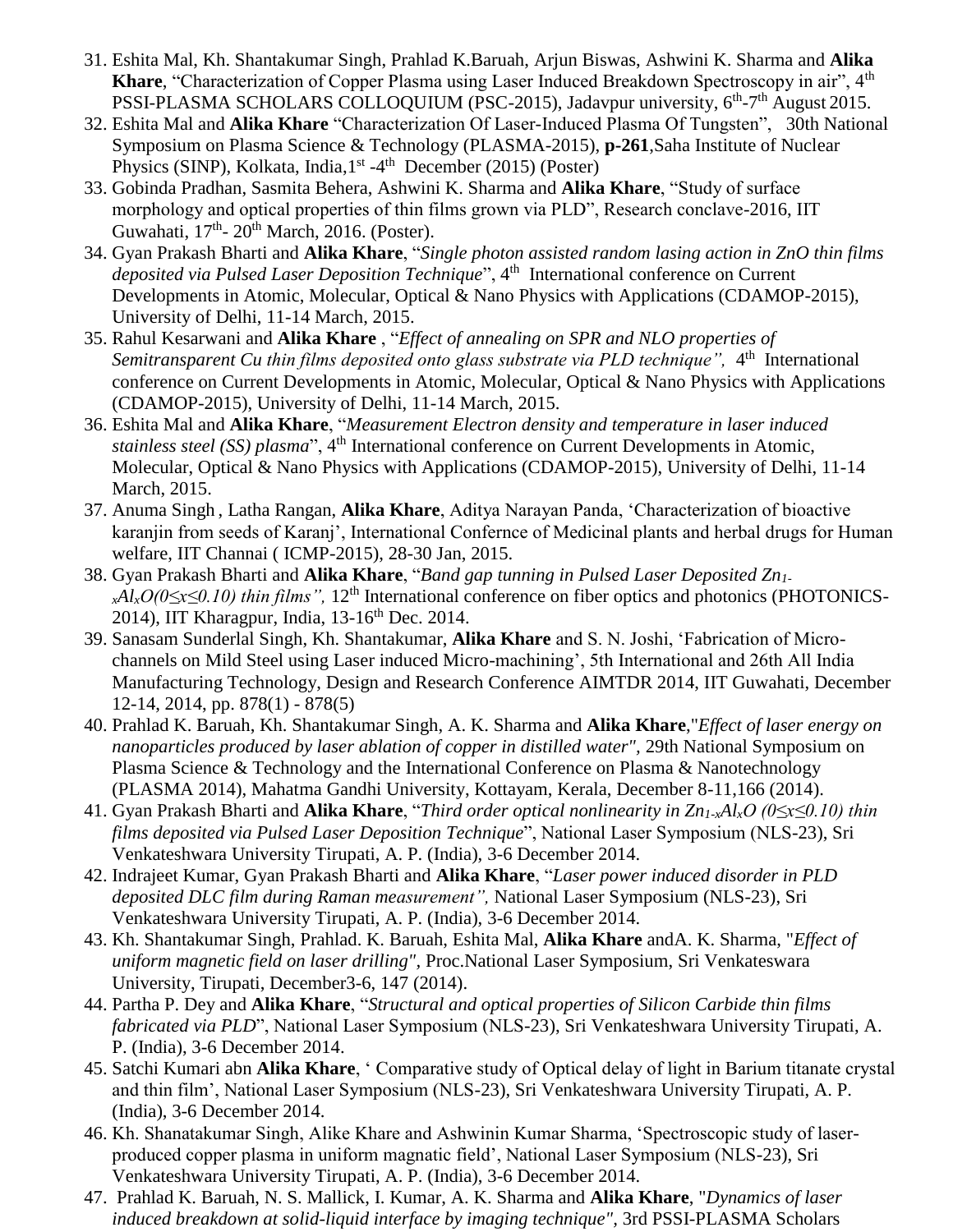31. Eshita Mal, Kh. Shantakumar Singh, Prahlad K.Baruah, Arjun Biswas, Ashwini K. Sharma and **Alika Khare**, "Characterization of Copper Plasma using Laser Induced Breakdown Spectroscopy in air", 4th PSSI-PLASMA SCHOLARS COLLOQUIUM (PSC-2015), Jadavpur university, 6th-7th August 2015.
32. Eshita Mal and **Alika Khare** "Characterization Of Laser-Induced Plasma Of Tungsten", 30th National Symposium on Plasma Science & Technology (PLASMA-2015), **p-261**,Saha Institute of Nuclear Physics (SINP), Kolkata, India,1st -4th December (2015) (Poster)
33. Gobinda Pradhan, Sasmita Behera, Ashwini K. Sharma and **Alika Khare**, "Study of surface morphology and optical properties of thin films grown via PLD", Research conclave-2016, IIT Guwahati, 17th- 20th March, 2016. (Poster).
34. Gyan Prakash Bharti and **Alika Khare**, "*Single photon assisted random lasing action in ZnO thin films deposited via Pulsed Laser Deposition Technique*", 4th International conference on Current Developments in Atomic, Molecular, Optical & Nano Physics with Applications (CDAMOP-2015), University of Delhi, 11-14 March, 2015.
35. Rahul Kesarwani and **Alika Khare** , "*Effect of annealing on SPR and NLO properties of Semitransparent Cu thin films deposited onto glass substrate via PLD technique",* 4th International conference on Current Developments in Atomic, Molecular, Optical & Nano Physics with Applications (CDAMOP-2015), University of Delhi, 11-14 March, 2015.
36. Eshita Mal and **Alika Khare**, "*Measurement Electron density and temperature in laser induced stainless steel (SS) plasma*", 4th International conference on Current Developments in Atomic, Molecular, Optical & Nano Physics with Applications (CDAMOP-2015), University of Delhi, 11-14 March, 2015.
37. Anuma Singh , Latha Rangan, **Alika Khare**, Aditya Narayan Panda, 'Characterization of bioactive karanjin from seeds of Karanj', International Confernce of Medicinal plants and herbal drugs for Human welfare, IIT Channai ( ICMP-2015), 28-30 Jan, 2015.
38. Gyan Prakash Bharti and **Alika Khare**, "*Band gap tunning in Pulsed Laser Deposited $Zn_{1-x}Al_xO(0\leq x\leq 0.10)$ thin films",* 12th International conference on fiber optics and photonics (PHOTONICS-2014), IIT Kharagpur, India, 13-16th Dec. 2014.
39. Sanasam Sunderlal Singh, Kh. Shantakumar, **Alika Khare** and S. N. Joshi, 'Fabrication of Micro-channels on Mild Steel using Laser induced Micro-machining', 5th International and 26th All India Manufacturing Technology, Design and Research Conference AIMTDR 2014, IIT Guwahati, December 12-14, 2014, pp. 878(1) - 878(5)
40. Prahlad K. Baruah, Kh. Shantakumar Singh, A. K. Sharma and **Alika Khare**,"*Effect of laser energy on nanoparticles produced by laser ablation of copper in distilled water"*, 29th National Symposium on Plasma Science & Technology and the International Conference on Plasma & Nanotechnology (PLASMA 2014), Mahatma Gandhi University, Kottayam, Kerala, December 8-11,166 (2014).
41. Gyan Prakash Bharti and **Alika Khare**, "*Third order optical nonlinearity in $Zn_{1-x}Al_xO$ $(0\leq x\leq 0.10)$ thin films deposited via Pulsed Laser Deposition Technique*", National Laser Symposium (NLS-23), Sri Venkateshwara University Tirupati, A. P. (India), 3-6 December 2014.
42. Indrajeet Kumar, Gyan Prakash Bharti and **Alika Khare**, "*Laser power induced disorder in PLD deposited DLC film during Raman measurement",* National Laser Symposium (NLS-23), Sri Venkateshwara University Tirupati, A. P. (India), 3-6 December 2014.
43. Kh. Shantakumar Singh, Prahlad. K. Baruah, Eshita Mal, **Alika Khare** andA. K. Sharma, "*Effect of uniform magnetic field on laser drilling"*, Proc.National Laser Symposium, Sri Venkateswara University, Tirupati, December3-6, 147 (2014).
44. Partha P. Dey and **Alika Khare**, "*Structural and optical properties of Silicon Carbide thin films fabricated via PLD*", National Laser Symposium (NLS-23), Sri Venkateshwara University Tirupati, A. P. (India), 3-6 December 2014.
45. Satchi Kumari abn **Alika Khare**, ' Comparative study of Optical delay of light in Barium titanate crystal and thin film', National Laser Symposium (NLS-23), Sri Venkateshwara University Tirupati, A. P. (India), 3-6 December 2014.
46. Kh. Shanatakumar Singh, Alike Khare and Ashwinin Kumar Sharma, 'Spectroscopic study of laser-produced copper plasma in uniform magnatic field', National Laser Symposium (NLS-23), Sri Venkateshwara University Tirupati, A. P. (India), 3-6 December 2014.
47. Prahlad K. Baruah, N. S. Mallick, I. Kumar, A. K. Sharma and **Alika Khare**, "*Dynamics of laser induced breakdown at solid-liquid interface by imaging technique"*, 3rd PSSI-PLASMA Scholars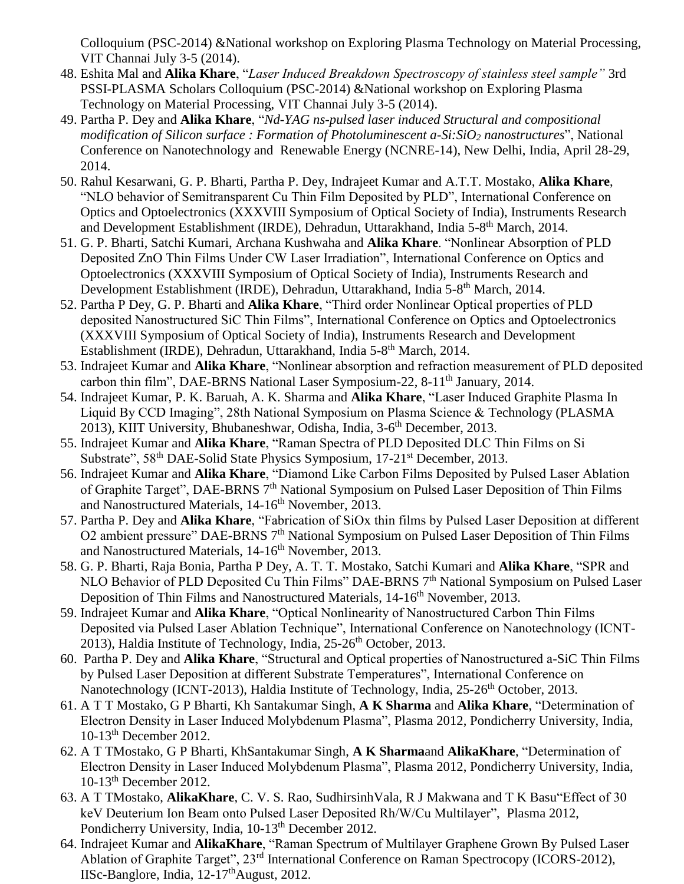Colloquium (PSC-2014) &National workshop on Exploring Plasma Technology on Material Processing, VIT Channai July 3-5 (2014).

48. Eshita Mal and **Alika Khare**, "*Laser Induced Breakdown Spectroscopy of stainless steel sample"* 3rd PSSI-PLASMA Scholars Colloquium (PSC-2014) &National workshop on Exploring Plasma Technology on Material Processing, VIT Channai July 3-5 (2014).
49. Partha P. Dey and **Alika Khare**, "*Nd-YAG ns-pulsed laser induced Structural and compositional modification of Silicon surface : Formation of Photoluminescent a-Si:$SiO_2$ nanostructures*", National Conference on Nanotechnology and Renewable Energy (NCNRE-14), New Delhi, India, April 28-29, 2014.
50. Rahul Kesarwani, G. P. Bharti, Partha P. Dey, Indrajeet Kumar and A.T.T. Mostako, **Alika Khare**, "NLO behavior of Semitransparent Cu Thin Film Deposited by PLD", International Conference on Optics and Optoelectronics (XXXVIII Symposium of Optical Society of India), Instruments Research and Development Establishment (IRDE), Dehradun, Uttarakhand, India 5-8th March, 2014.
51. G. P. Bharti, Satchi Kumari, Archana Kushwaha and **Alika Khare**. "Nonlinear Absorption of PLD Deposited ZnO Thin Films Under CW Laser Irradiation", International Conference on Optics and Optoelectronics (XXXVIII Symposium of Optical Society of India), Instruments Research and Development Establishment (IRDE), Dehradun, Uttarakhand, India 5-8th March, 2014.
52. Partha P Dey, G. P. Bharti and **Alika Khare**, "Third order Nonlinear Optical properties of PLD deposited Nanostructured SiC Thin Films", International Conference on Optics and Optoelectronics (XXXVIII Symposium of Optical Society of India), Instruments Research and Development Establishment (IRDE), Dehradun, Uttarakhand, India 5-8th March, 2014.
53. Indrajeet Kumar and **Alika Khare**, "Nonlinear absorption and refraction measurement of PLD deposited carbon thin film", DAE-BRNS National Laser Symposium-22, 8-11th January, 2014.
54. Indrajeet Kumar, P. K. Baruah, A. K. Sharma and **Alika Khare**, "Laser Induced Graphite Plasma In Liquid By CCD Imaging", 28th National Symposium on Plasma Science & Technology (PLASMA 2013), KIIT University, Bhubaneshwar, Odisha, India, 3-6th December, 2013.
55. Indrajeet Kumar and **Alika Khare**, "Raman Spectra of PLD Deposited DLC Thin Films on Si Substrate", 58th DAE-Solid State Physics Symposium, 17-21st December, 2013.
56. Indrajeet Kumar and **Alika Khare**, "Diamond Like Carbon Films Deposited by Pulsed Laser Ablation of Graphite Target", DAE-BRNS 7th National Symposium on Pulsed Laser Deposition of Thin Films and Nanostructured Materials, 14-16th November, 2013.
57. Partha P. Dey and **Alika Khare**, "Fabrication of SiOx thin films by Pulsed Laser Deposition at different O2 ambient pressure" DAE-BRNS 7th National Symposium on Pulsed Laser Deposition of Thin Films and Nanostructured Materials, 14-16th November, 2013.
58. G. P. Bharti, Raja Bonia, Partha P Dey, A. T. T. Mostako, Satchi Kumari and **Alika Khare**, "SPR and NLO Behavior of PLD Deposited Cu Thin Films" DAE-BRNS 7th National Symposium on Pulsed Laser Deposition of Thin Films and Nanostructured Materials, 14-16th November, 2013.
59. Indrajeet Kumar and **Alika Khare**, "Optical Nonlinearity of Nanostructured Carbon Thin Films Deposited via Pulsed Laser Ablation Technique", International Conference on Nanotechnology (ICNT-2013), Haldia Institute of Technology, India, 25-26th October, 2013.
60. Partha P. Dey and **Alika Khare**, "Structural and Optical properties of Nanostructured a-SiC Thin Films by Pulsed Laser Deposition at different Substrate Temperatures", International Conference on Nanotechnology (ICNT-2013), Haldia Institute of Technology, India, 25-26th October, 2013.
61. A T T Mostako, G P Bharti, Kh Santakumar Singh, **A K Sharma** and **Alika Khare**, "Determination of Electron Density in Laser Induced Molybdenum Plasma", Plasma 2012, Pondicherry University, India, 10-13th December 2012.
62. A T TMostako, G P Bharti, KhSantakumar Singh, **A K Sharma**and **AlikaKhare**, "Determination of Electron Density in Laser Induced Molybdenum Plasma", Plasma 2012, Pondicherry University, India, 10-13th December 2012.
63. A T TMostako, **AlikaKhare**, C. V. S. Rao, SudhirsinhVala, R J Makwana and T K Basu"Effect of 30 keV Deuterium Ion Beam onto Pulsed Laser Deposited Rh/W/Cu Multilayer", Plasma 2012, Pondicherry University, India, 10-13th December 2012.
64. Indrajeet Kumar and **AlikaKhare**, "Raman Spectrum of Multilayer Graphene Grown By Pulsed Laser Ablation of Graphite Target", 23rd International Conference on Raman Spectrocopy (ICORS-2012), IISc-Banglore, India, 12-17thAugust, 2012.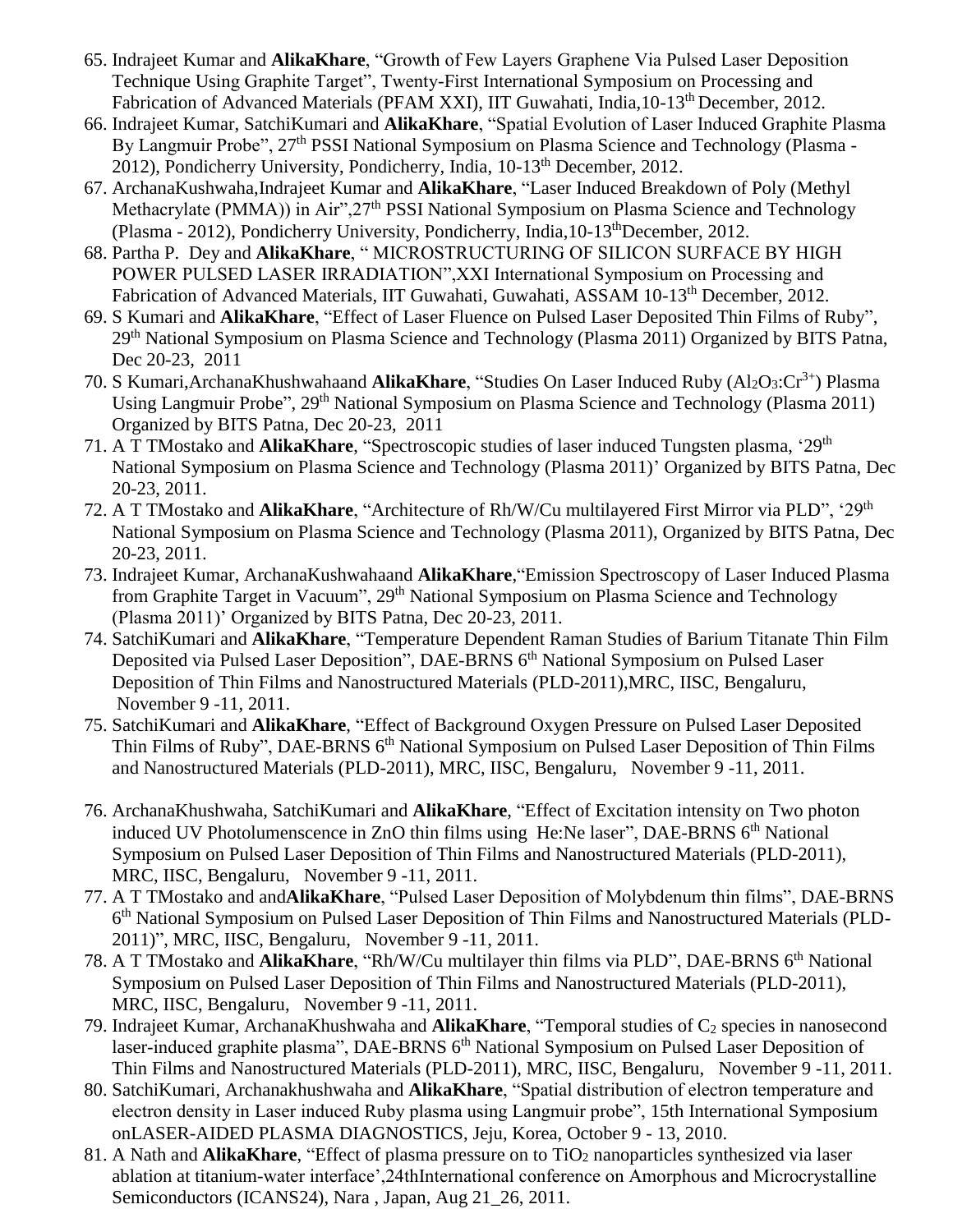65. Indrajeet Kumar and **AlikaKhare**, "Growth of Few Layers Graphene Via Pulsed Laser Deposition Technique Using Graphite Target", Twenty-First International Symposium on Processing and Fabrication of Advanced Materials (PFAM XXI), IIT Guwahati, India,10-13th December, 2012.
66. Indrajeet Kumar, SatchiKumari and **AlikaKhare**, "Spatial Evolution of Laser Induced Graphite Plasma By Langmuir Probe", 27th PSSI National Symposium on Plasma Science and Technology (Plasma - 2012), Pondicherry University, Pondicherry, India, 10-13th December, 2012.
67. ArchanaKushwaha,Indrajeet Kumar and **AlikaKhare**, "Laser Induced Breakdown of Poly (Methyl Methacrylate (PMMA)) in Air",27th PSSI National Symposium on Plasma Science and Technology (Plasma - 2012), Pondicherry University, Pondicherry, India,10-13thDecember, 2012.
68. Partha P. Dey and **AlikaKhare**, " MICROSTRUCTURING OF SILICON SURFACE BY HIGH POWER PULSED LASER IRRADIATION",XXI International Symposium on Processing and Fabrication of Advanced Materials, IIT Guwahati, Guwahati, ASSAM 10-13th December, 2012.
69. S Kumari and **AlikaKhare**, "Effect of Laser Fluence on Pulsed Laser Deposited Thin Films of Ruby", 29th National Symposium on Plasma Science and Technology (Plasma 2011) Organized by BITS Patna, Dec 20-23, 2011
70. S Kumari,ArchanaKhushwahaand **AlikaKhare**, "Studies On Laser Induced Ruby ($Al_2O_3$:$Cr^{3+}$) Plasma Using Langmuir Probe", 29th National Symposium on Plasma Science and Technology (Plasma 2011) Organized by BITS Patna, Dec 20-23, 2011
71. A T TMostako and **AlikaKhare**, "Spectroscopic studies of laser induced Tungsten plasma, '29th National Symposium on Plasma Science and Technology (Plasma 2011)' Organized by BITS Patna, Dec 20-23, 2011.
72. A T TMostako and **AlikaKhare**, "Architecture of Rh/W/Cu multilayered First Mirror via PLD", '29th National Symposium on Plasma Science and Technology (Plasma 2011), Organized by BITS Patna, Dec 20-23, 2011.
73. Indrajeet Kumar, ArchanaKushwahaand **AlikaKhare**,"Emission Spectroscopy of Laser Induced Plasma from Graphite Target in Vacuum", 29th National Symposium on Plasma Science and Technology (Plasma 2011)' Organized by BITS Patna, Dec 20-23, 2011.
74. SatchiKumari and **AlikaKhare**, "Temperature Dependent Raman Studies of Barium Titanate Thin Film Deposited via Pulsed Laser Deposition", DAE-BRNS 6th National Symposium on Pulsed Laser Deposition of Thin Films and Nanostructured Materials (PLD-2011),MRC, IISC, Bengaluru, November 9 -11, 2011.
75. SatchiKumari and **AlikaKhare**, "Effect of Background Oxygen Pressure on Pulsed Laser Deposited Thin Films of Ruby", DAE-BRNS 6th National Symposium on Pulsed Laser Deposition of Thin Films and Nanostructured Materials (PLD-2011), MRC, IISC, Bengaluru, November 9 -11, 2011.
76. ArchanaKhushwaha, SatchiKumari and **AlikaKhare**, "Effect of Excitation intensity on Two photon induced UV Photolumenscence in ZnO thin films using He:Ne laser", DAE-BRNS 6th National Symposium on Pulsed Laser Deposition of Thin Films and Nanostructured Materials (PLD-2011), MRC, IISC, Bengaluru, November 9 -11, 2011.
77. A T TMostako and and**AlikaKhare**, "Pulsed Laser Deposition of Molybdenum thin films", DAE-BRNS 6th National Symposium on Pulsed Laser Deposition of Thin Films and Nanostructured Materials (PLD-2011)", MRC, IISC, Bengaluru, November 9 -11, 2011.
78. A T TMostako and **AlikaKhare**, "Rh/W/Cu multilayer thin films via PLD", DAE-BRNS 6th National Symposium on Pulsed Laser Deposition of Thin Films and Nanostructured Materials (PLD-2011), MRC, IISC, Bengaluru, November 9 -11, 2011.
79. Indrajeet Kumar, ArchanaKhushwaha and **AlikaKhare**, "Temporal studies of $C_2$ species in nanosecond laser-induced graphite plasma", DAE-BRNS 6th National Symposium on Pulsed Laser Deposition of Thin Films and Nanostructured Materials (PLD-2011), MRC, IISC, Bengaluru, November 9 -11, 2011.
80. SatchiKumari, Archanakhushwaha and **AlikaKhare**, "Spatial distribution of electron temperature and electron density in Laser induced Ruby plasma using Langmuir probe", 15th International Symposium onLASER-AIDED PLASMA DIAGNOSTICS, Jeju, Korea, October 9 - 13, 2010.
81. A Nath and **AlikaKhare**, "Effect of plasma pressure on to $TiO_2$ nanoparticles synthesized via laser ablation at titanium-water interface',24thInternational conference on Amorphous and Microcrystalline Semiconductors (ICANS24), Nara , Japan, Aug 21_26, 2011.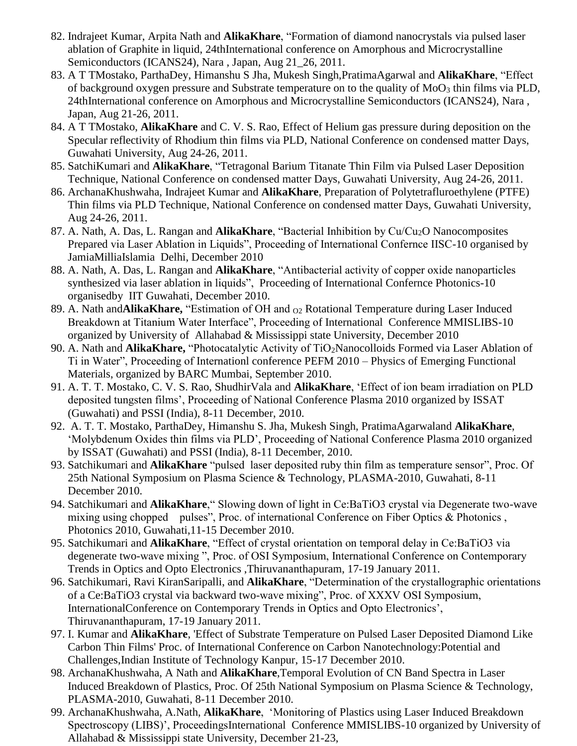82. Indrajeet Kumar, Arpita Nath and **AlikaKhare**, "Formation of diamond nanocrystals via pulsed laser ablation of Graphite in liquid, 24thInternational conference on Amorphous and Microcrystalline Semiconductors (ICANS24), Nara , Japan, Aug 21_26, 2011.
83. A T TMostako, ParthaDey, Himanshu S Jha, Mukesh Singh,PratimaAgarwal and **AlikaKhare**, "Effect of background oxygen pressure and Substrate temperature on to the quality of $MoO_3$ thin films via PLD, 24thInternational conference on Amorphous and Microcrystalline Semiconductors (ICANS24), Nara , Japan, Aug 21-26, 2011.
84. A T TMostako, **AlikaKhare** and C. V. S. Rao, Effect of Helium gas pressure during deposition on the Specular reflectivity of Rhodium thin films via PLD, National Conference on condensed matter Days, Guwahati University, Aug 24-26, 2011.
85. SatchiKumari and **AlikaKhare**, "Tetragonal Barium Titanate Thin Film via Pulsed Laser Deposition Technique, National Conference on condensed matter Days, Guwahati University, Aug 24-26, 2011.
86. ArchanaKhushwaha, Indrajeet Kumar and **AlikaKhare**, Preparation of Polytetrafluroethylene (PTFE) Thin films via PLD Technique, National Conference on condensed matter Days, Guwahati University, Aug 24-26, 2011.
87. A. Nath, A. Das, L. Rangan and **AlikaKhare**, "Bacterial Inhibition by $Cu/Cu_2O$ Nanocomposites Prepared via Laser Ablation in Liquids", Proceeding of International Confernce IISC-10 organised by JamiaMilliaIslamia Delhi, December 2010
88. A. Nath, A. Das, L. Rangan and **AlikaKhare**, "Antibacterial activity of copper oxide nanoparticles synthesized via laser ablation in liquids", Proceeding of International Confernce Photonics-10 organisedby IIT Guwahati, December 2010.
89. A. Nath and**AlikaKhare,** "Estimation of OH and $_{O2}$ Rotational Temperature during Laser Induced Breakdown at Titanium Water Interface", Proceeding of International Conference MMISLIBS-10 organized by University of Allahabad & Mississippi state University, December 2010
90. A. Nath and **AlikaKhare,** "Photocatalytic Activity of $TiO_2$Nanocolloids Formed via Laser Ablation of Ti in Water", Proceeding of Internationl conference PEFM 2010 – Physics of Emerging Functional Materials, organized by BARC Mumbai, September 2010.
91. A. T. T. Mostako, C. V. S. Rao, ShudhirVala and **AlikaKhare**, 'Effect of ion beam irradiation on PLD deposited tungsten films', Proceeding of National Conference Plasma 2010 organized by ISSAT (Guwahati) and PSSI (India), 8-11 December, 2010.
92. A. T. T. Mostako, ParthaDey, Himanshu S. Jha, Mukesh Singh, PratimaAgarwaland **AlikaKhare**, 'Molybdenum Oxides thin films via PLD', Proceeding of National Conference Plasma 2010 organized by ISSAT (Guwahati) and PSSI (India), 8-11 December, 2010.
93. Satchikumari and **AlikaKhare** "pulsed laser deposited ruby thin film as temperature sensor", Proc. Of 25th National Symposium on Plasma Science & Technology, PLASMA-2010, Guwahati, 8-11 December 2010.
94. Satchikumari and **AlikaKhare**," Slowing down of light in Ce:BaTiO3 crystal via Degenerate two-wave mixing using chopped pulses", Proc. of international Conference on Fiber Optics & Photonics , Photonics 2010, Guwahati,11-15 December 2010.
95. Satchikumari and **AlikaKhare**, "Effect of crystal orientation on temporal delay in Ce:BaTiO3 via degenerate two-wave mixing ", Proc. of OSI Symposium, International Conference on Contemporary Trends in Optics and Opto Electronics ,Thiruvananthapuram, 17-19 January 2011.
96. Satchikumari, Ravi KiranSaripalli, and **AlikaKhare**, "Determination of the crystallographic orientations of a Ce:BaTiO3 crystal via backward two-wave mixing", Proc. of XXXV OSI Symposium, InternationalConference on Contemporary Trends in Optics and Opto Electronics', Thiruvananthapuram, 17-19 January 2011.
97. I. Kumar and **AlikaKhare**, 'Effect of Substrate Temperature on Pulsed Laser Deposited Diamond Like Carbon Thin Films' Proc. of International Conference on Carbon Nanotechnology:Potential and Challenges,Indian Institute of Technology Kanpur, 15-17 December 2010.
98. ArchanaKhushwaha, A Nath and **AlikaKhare**,Temporal Evolution of CN Band Spectra in Laser Induced Breakdown of Plastics, Proc. Of 25th National Symposium on Plasma Science & Technology, PLASMA-2010, Guwahati, 8-11 December 2010.
99. ArchanaKhushwaha, A.Nath, **AlikaKhare**, 'Monitoring of Plastics using Laser Induced Breakdown Spectroscopy (LIBS)', ProceedingsInternational Conference MMISLIBS-10 organized by University of Allahabad & Mississippi state University, December 21-23,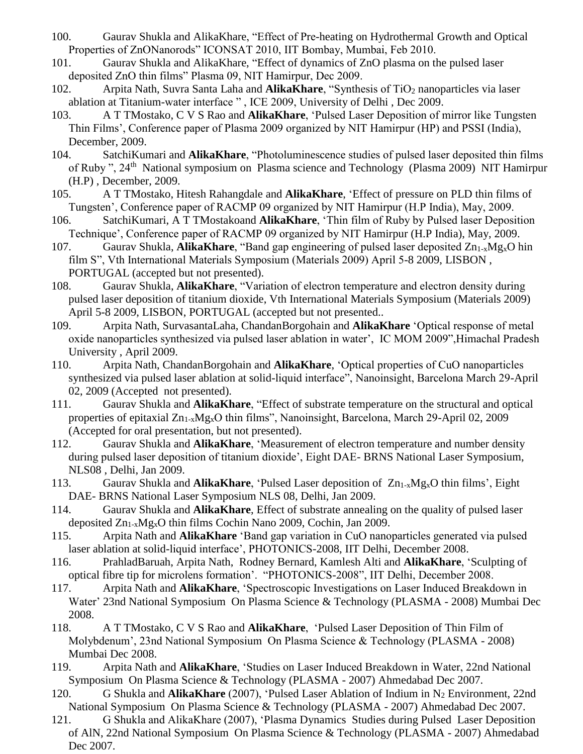100. Gaurav Shukla and AlikaKhare, "Effect of Pre-heating on Hydrothermal Growth and Optical Properties of ZnONanorods" ICONSAT 2010, IIT Bombay, Mumbai, Feb 2010.

101. Gaurav Shukla and AlikaKhare, "Effect of dynamics of ZnO plasma on the pulsed laser deposited ZnO thin films" Plasma 09, NIT Hamirpur, Dec 2009.

102. Arpita Nath, Suvra Santa Laha and **AlikaKhare**, "Synthesis of $TiO_2$ nanoparticles via laser ablation at Titanium-water interface " , ICE 2009, University of Delhi , Dec 2009.

103. A T TMostako, C V S Rao and **AlikaKhare**, 'Pulsed Laser Deposition of mirror like Tungsten Thin Films', Conference paper of Plasma 2009 organized by NIT Hamirpur (HP) and PSSI (India), December, 2009.

104. SatchiKumari and **AlikaKhare**, "Photoluminescence studies of pulsed laser deposited thin films of Ruby ", $24^{th}$ National symposium on Plasma science and Technology (Plasma 2009) NIT Hamirpur (H.P) , December, 2009.

105. A T TMostako, Hitesh Rahangdale and **AlikaKhare**, 'Effect of pressure on PLD thin films of Tungsten', Conference paper of RACMP 09 organized by NIT Hamirpur (H.P India), May, 2009.

106. SatchiKumari, A T TMostakoand **AlikaKhare**, 'Thin film of Ruby by Pulsed laser Deposition Technique', Conference paper of RACMP 09 organized by NIT Hamirpur (H.P India), May, 2009.

107. Gaurav Shukla, **AlikaKhare**, "Band gap engineering of pulsed laser deposited $Zn_{1-x}Mg_xO$ hin film S", Vth International Materials Symposium (Materials 2009) April 5-8 2009, LISBON , PORTUGAL (accepted but not presented).

108. Gaurav Shukla, **AlikaKhare**, "Variation of electron temperature and electron density during pulsed laser deposition of titanium dioxide, Vth International Materials Symposium (Materials 2009) April 5-8 2009, LISBON, PORTUGAL (accepted but not presented..

109. Arpita Nath, SurvasantaLaha, ChandanBorgohain and **AlikaKhare** 'Optical response of metal oxide nanoparticles synthesized via pulsed laser ablation in water', IC MOM 2009",Himachal Pradesh University , April 2009.

110. Arpita Nath, ChandanBorgohain and **AlikaKhare**, 'Optical properties of CuO nanoparticles synthesized via pulsed laser ablation at solid-liquid interface", Nanoinsight, Barcelona March 29-April 02, 2009 (Accepted not presented).

111. Gaurav Shukla and **AlikaKhare**, "Effect of substrate temperature on the structural and optical properties of epitaxial $Zn_{1-x}Mg_xO$ thin films", Nanoinsight, Barcelona, March 29-April 02, 2009 (Accepted for oral presentation, but not presented).

112. Gaurav Shukla and **AlikaKhare**, 'Measurement of electron temperature and number density during pulsed laser deposition of titanium dioxide', Eight DAE- BRNS National Laser Symposium, NLS08 , Delhi, Jan 2009.

113. Gaurav Shukla and **AlikaKhare**, 'Pulsed Laser deposition of $Zn_{1-x}Mg_xO$ thin films', Eight DAE- BRNS National Laser Symposium NLS 08, Delhi, Jan 2009.

114. Gaurav Shukla and **AlikaKhare**, Effect of substrate annealing on the quality of pulsed laser deposited $Zn_{1-x}Mg_xO$ thin films Cochin Nano 2009, Cochin, Jan 2009.

115. Arpita Nath and **AlikaKhare** 'Band gap variation in CuO nanoparticles generated via pulsed laser ablation at solid-liquid interface', PHOTONICS-2008, IIT Delhi, December 2008.

116. PrahladBaruah, Arpita Nath, Rodney Bernard, Kamlesh Alti and **AlikaKhare**, 'Sculpting of optical fibre tip for microlens formation'. "PHOTONICS-2008", IIT Delhi, December 2008.

117. Arpita Nath and **AlikaKhare**, 'Spectroscopic Investigations on Laser Induced Breakdown in Water' 23nd National Symposium On Plasma Science & Technology (PLASMA - 2008) Mumbai Dec 2008.

118. A T TMostako, C V S Rao and **AlikaKhare**, 'Pulsed Laser Deposition of Thin Film of Molybdenum', 23nd National Symposium On Plasma Science & Technology (PLASMA - 2008) Mumbai Dec 2008.

119. Arpita Nath and **AlikaKhare**, 'Studies on Laser Induced Breakdown in Water, 22nd National Symposium On Plasma Science & Technology (PLASMA - 2007) Ahmedabad Dec 2007.

120. G Shukla and **AlikaKhare** (2007), 'Pulsed Laser Ablation of Indium in $N_2$ Environment, 22nd National Symposium On Plasma Science & Technology (PLASMA - 2007) Ahmedabad Dec 2007.

121. G Shukla and AlikaKhare (2007), 'Plasma Dynamics Studies during Pulsed Laser Deposition of AlN, 22nd National Symposium On Plasma Science & Technology (PLASMA - 2007) Ahmedabad Dec 2007.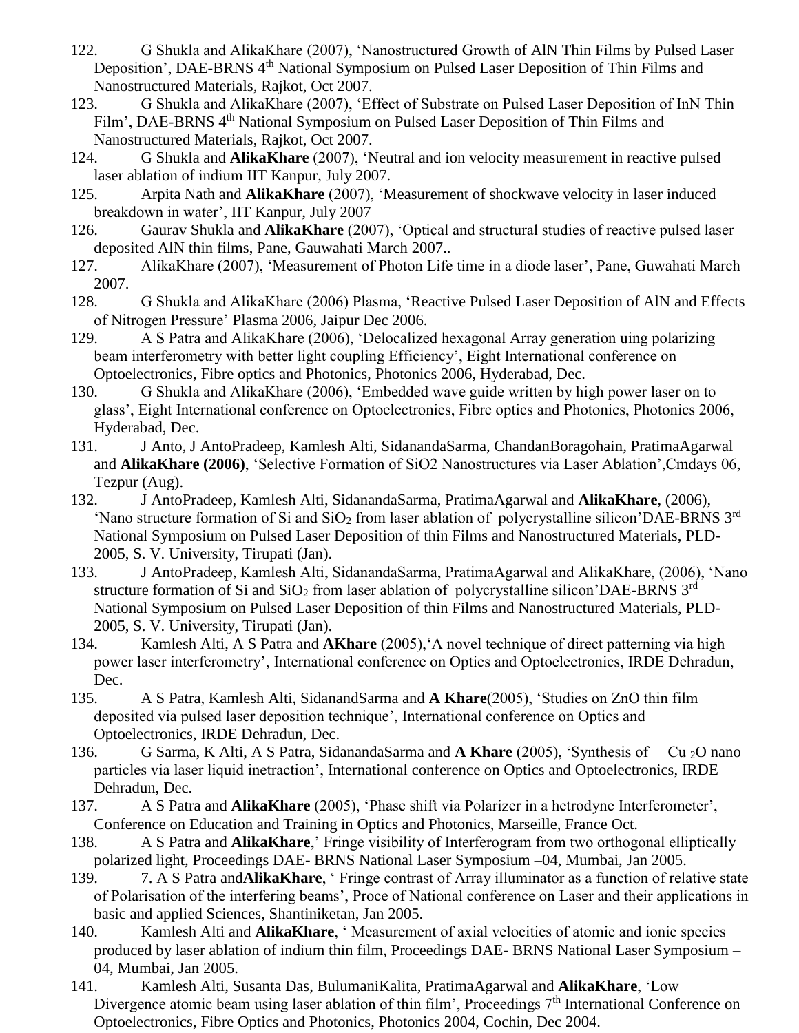122. G Shukla and AlikaKhare (2007), 'Nanostructured Growth of AlN Thin Films by Pulsed Laser Deposition', DAE-BRNS 4th National Symposium on Pulsed Laser Deposition of Thin Films and Nanostructured Materials, Rajkot, Oct 2007.
123. G Shukla and AlikaKhare (2007), 'Effect of Substrate on Pulsed Laser Deposition of InN Thin Film', DAE-BRNS 4th National Symposium on Pulsed Laser Deposition of Thin Films and Nanostructured Materials, Rajkot, Oct 2007.
124. G Shukla and **AlikaKhare** (2007), 'Neutral and ion velocity measurement in reactive pulsed laser ablation of indium IIT Kanpur, July 2007.
125. Arpita Nath and **AlikaKhare** (2007), 'Measurement of shockwave velocity in laser induced breakdown in water', IIT Kanpur, July 2007
126. Gaurav Shukla and **AlikaKhare** (2007), 'Optical and structural studies of reactive pulsed laser deposited AlN thin films, Pane, Gauwahati March 2007..
127. AlikaKhare (2007), 'Measurement of Photon Life time in a diode laser', Pane, Guwahati March 2007.
128. G Shukla and AlikaKhare (2006) Plasma, 'Reactive Pulsed Laser Deposition of AlN and Effects of Nitrogen Pressure' Plasma 2006, Jaipur Dec 2006.
129. A S Patra and AlikaKhare (2006), 'Delocalized hexagonal Array generation uing polarizing beam interferometry with better light coupling Efficiency', Eight International conference on Optoelectronics, Fibre optics and Photonics, Photonics 2006, Hyderabad, Dec.
130. G Shukla and AlikaKhare (2006), 'Embedded wave guide written by high power laser on to glass', Eight International conference on Optoelectronics, Fibre optics and Photonics, Photonics 2006, Hyderabad, Dec.
131. J Anto, J AntoPradeep, Kamlesh Alti, SidanandaSarma, ChandanBoragohain, PratimaAgarwal and **AlikaKhare (2006)**, 'Selective Formation of SiO2 Nanostructures via Laser Ablation',Cmdays 06, Tezpur (Aug).
132. J AntoPradeep, Kamlesh Alti, SidanandaSarma, PratimaAgarwal and **AlikaKhare**, (2006), 'Nano structure formation of Si and $SiO_2$ from laser ablation of polycrystalline silicon'DAE-BRNS 3rd National Symposium on Pulsed Laser Deposition of thin Films and Nanostructured Materials, PLD-2005, S. V. University, Tirupati (Jan).
133. J AntoPradeep, Kamlesh Alti, SidanandaSarma, PratimaAgarwal and AlikaKhare, (2006), 'Nano structure formation of Si and $SiO_2$ from laser ablation of polycrystalline silicon'DAE-BRNS 3rd National Symposium on Pulsed Laser Deposition of thin Films and Nanostructured Materials, PLD-2005, S. V. University, Tirupati (Jan).
134. Kamlesh Alti, A S Patra and **AKhare** (2005),'A novel technique of direct patterning via high power laser interferometry', International conference on Optics and Optoelectronics, IRDE Dehradun, Dec.
135. A S Patra, Kamlesh Alti, SidanandSarma and **A Khare**(2005), 'Studies on ZnO thin film deposited via pulsed laser deposition technique', International conference on Optics and Optoelectronics, IRDE Dehradun, Dec.
136. G Sarma, K Alti, A S Patra, SidanandaSarma and **A Khare** (2005), 'Synthesis of $Cu_2O$ nano particles via laser liquid inetraction', International conference on Optics and Optoelectronics, IRDE Dehradun, Dec.
137. A S Patra and **AlikaKhare** (2005), 'Phase shift via Polarizer in a hetrodyne Interferometer', Conference on Education and Training in Optics and Photonics, Marseille, France Oct.
138. A S Patra and **AlikaKhare**,' Fringe visibility of Interferogram from two orthogonal elliptically polarized light, Proceedings DAE- BRNS National Laser Symposium –04, Mumbai, Jan 2005.
139. 7. A S Patra and**AlikaKhare**, ' Fringe contrast of Array illuminator as a function of relative state of Polarisation of the interfering beams', Proce of National conference on Laser and their applications in basic and applied Sciences, Shantiniketan, Jan 2005.
140. Kamlesh Alti and **AlikaKhare**, ' Measurement of axial velocities of atomic and ionic species produced by laser ablation of indium thin film, Proceedings DAE- BRNS National Laser Symposium –04, Mumbai, Jan 2005.
141. Kamlesh Alti, Susanta Das, BulumaniKalita, PratimaAgarwal and **AlikaKhare**, 'Low Divergence atomic beam using laser ablation of thin film', Proceedings 7th International Conference on Optoelectronics, Fibre Optics and Photonics, Photonics 2004, Cochin, Dec 2004.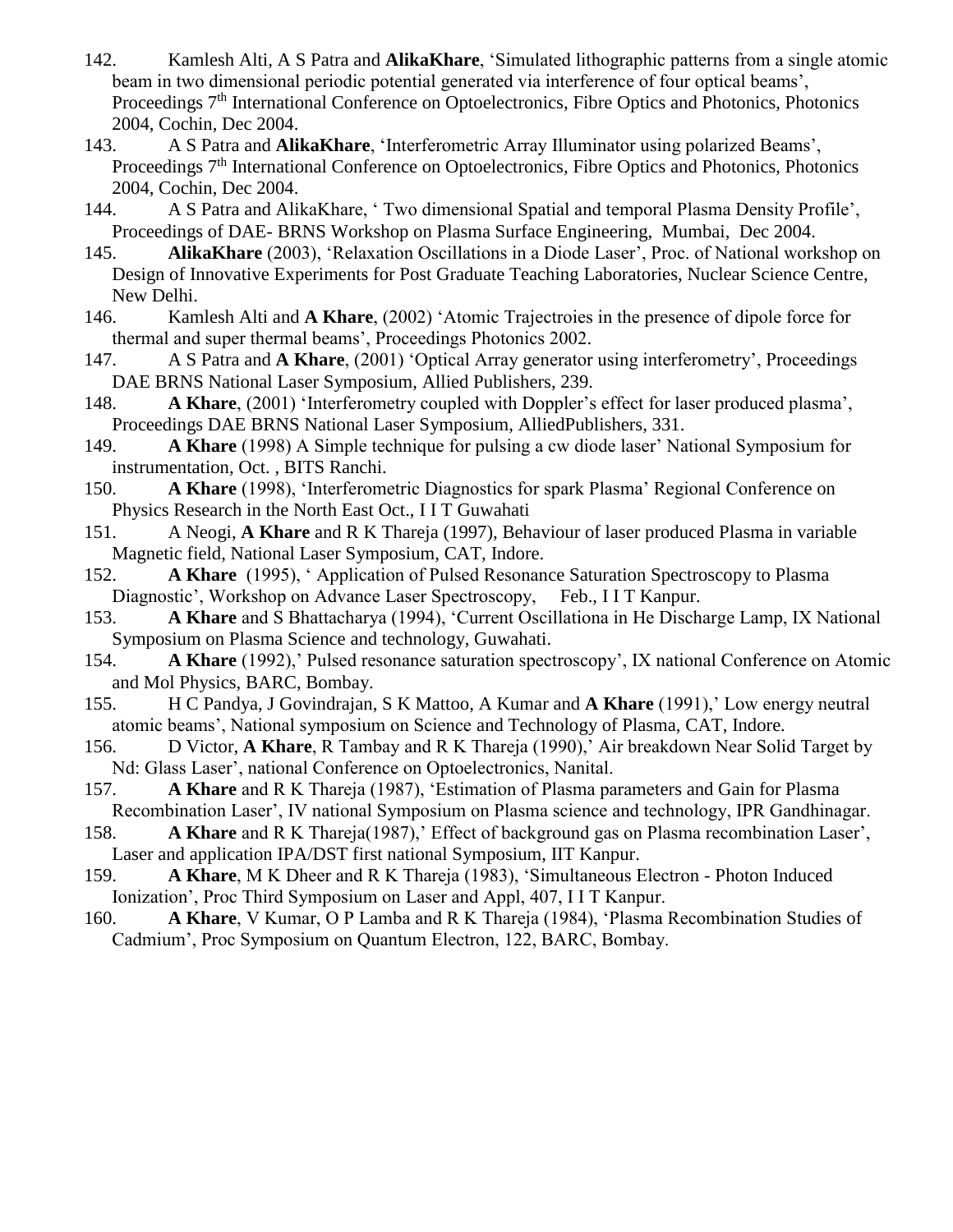142. Kamlesh Alti, A S Patra and **AlikaKhare**, 'Simulated lithographic patterns from a single atomic beam in two dimensional periodic potential generated via interference of four optical beams', Proceedings 7th International Conference on Optoelectronics, Fibre Optics and Photonics, Photonics 2004, Cochin, Dec 2004.

143. A S Patra and **AlikaKhare**, 'Interferometric Array Illuminator using polarized Beams', Proceedings 7th International Conference on Optoelectronics, Fibre Optics and Photonics, Photonics 2004, Cochin, Dec 2004.

144. A S Patra and AlikaKhare, ' Two dimensional Spatial and temporal Plasma Density Profile', Proceedings of DAE- BRNS Workshop on Plasma Surface Engineering, Mumbai, Dec 2004.

145. **AlikaKhare** (2003), 'Relaxation Oscillations in a Diode Laser', Proc. of National workshop on Design of Innovative Experiments for Post Graduate Teaching Laboratories, Nuclear Science Centre, New Delhi.

146. Kamlesh Alti and **A Khare**, (2002) 'Atomic Trajectroies in the presence of dipole force for thermal and super thermal beams', Proceedings Photonics 2002.

147. A S Patra and **A Khare**, (2001) 'Optical Array generator using interferometry', Proceedings DAE BRNS National Laser Symposium, Allied Publishers, 239.

148. **A Khare**, (2001) 'Interferometry coupled with Doppler's effect for laser produced plasma', Proceedings DAE BRNS National Laser Symposium, AlliedPublishers, 331.

149. **A Khare** (1998) A Simple technique for pulsing a cw diode laser' National Symposium for instrumentation, Oct. , BITS Ranchi.

150. **A Khare** (1998), 'Interferometric Diagnostics for spark Plasma' Regional Conference on Physics Research in the North East Oct., I I T Guwahati

151. A Neogi, **A Khare** and R K Thareja (1997), Behaviour of laser produced Plasma in variable Magnetic field, National Laser Symposium, CAT, Indore.

152. **A Khare** (1995), ' Application of Pulsed Resonance Saturation Spectroscopy to Plasma Diagnostic', Workshop on Advance Laser Spectroscopy, Feb., I I T Kanpur.

153. **A Khare** and S Bhattacharya (1994), 'Current Oscillationa in He Discharge Lamp, IX National Symposium on Plasma Science and technology, Guwahati.

154. **A Khare** (1992),' Pulsed resonance saturation spectroscopy', IX national Conference on Atomic and Mol Physics, BARC, Bombay.

155. H C Pandya, J Govindrajan, S K Mattoo, A Kumar and **A Khare** (1991),' Low energy neutral atomic beams', National symposium on Science and Technology of Plasma, CAT, Indore.

156. D Victor, **A Khare**, R Tambay and R K Thareja (1990),' Air breakdown Near Solid Target by Nd: Glass Laser', national Conference on Optoelectronics, Nanital.

157. **A Khare** and R K Thareja (1987), 'Estimation of Plasma parameters and Gain for Plasma Recombination Laser', IV national Symposium on Plasma science and technology, IPR Gandhinagar.

158. **A Khare** and R K Thareja(1987),' Effect of background gas on Plasma recombination Laser', Laser and application IPA/DST first national Symposium, IIT Kanpur.

159. **A Khare**, M K Dheer and R K Thareja (1983), 'Simultaneous Electron - Photon Induced Ionization', Proc Third Symposium on Laser and Appl, 407, I I T Kanpur.

160. **A Khare**, V Kumar, O P Lamba and R K Thareja (1984), 'Plasma Recombination Studies of Cadmium', Proc Symposium on Quantum Electron, 122, BARC, Bombay.